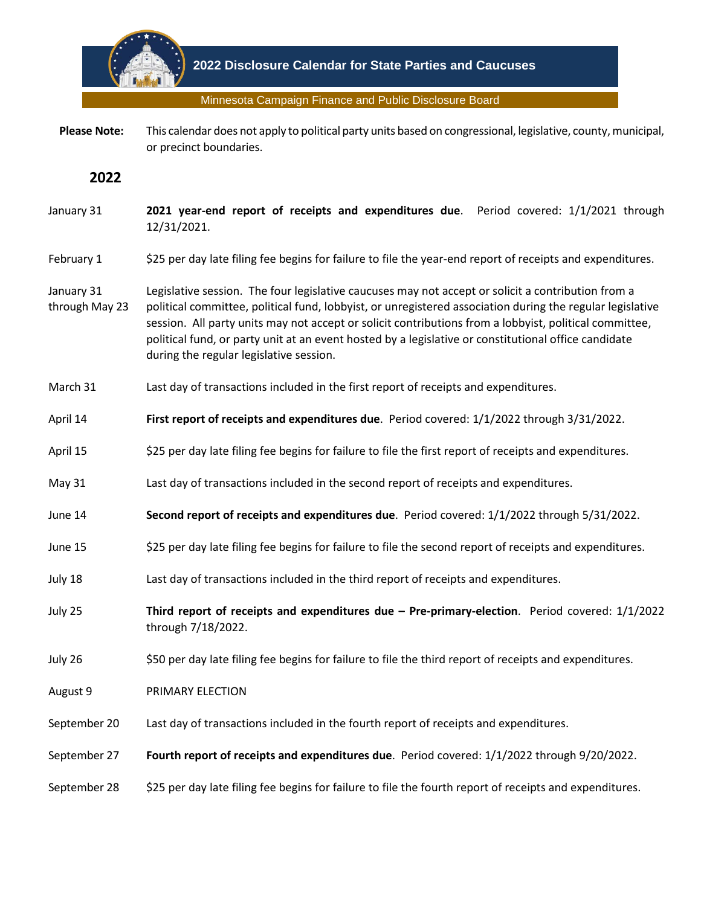# 2022 Disclosure Calendar for State Parties and Caucuses

Minnesota Campaign Finance and Public Disclosure Board

**Please Note:** This calendar does not apply to political party units based on congressional, legislative, county, municipal, or precinct boundaries.

## 2022

| Date | Event |
|---|---|
| January 31 | **2021 year-end report of receipts and expenditures due**. Period covered: 1/1/2021 through 12/31/2021. |
| February 1 | $25 per day late filing fee begins for failure to file the year-end report of receipts and expenditures. |
| January 31 through May 23 | Legislative session. The four legislative caucuses may not accept or solicit a contribution from a political committee, political fund, lobbyist, or unregistered association during the regular legislative session. All party units may not accept or solicit contributions from a lobbyist, political committee, political fund, or party unit at an event hosted by a legislative or constitutional office candidate during the regular legislative session. |
| March 31 | Last day of transactions included in the first report of receipts and expenditures. |
| April 14 | **First report of receipts and expenditures due**. Period covered: 1/1/2022 through 3/31/2022. |
| April 15 | $25 per day late filing fee begins for failure to file the first report of receipts and expenditures. |
| May 31 | Last day of transactions included in the second report of receipts and expenditures. |
| June 14 | **Second report of receipts and expenditures due**. Period covered: 1/1/2022 through 5/31/2022. |
| June 15 | $25 per day late filing fee begins for failure to file the second report of receipts and expenditures. |
| July 18 | Last day of transactions included in the third report of receipts and expenditures. |
| July 25 | **Third report of receipts and expenditures due – Pre-primary-election**. Period covered: 1/1/2022 through 7/18/2022. |
| July 26 | $50 per day late filing fee begins for failure to file the third report of receipts and expenditures. |
| August 9 | PRIMARY ELECTION |
| September 20 | Last day of transactions included in the fourth report of receipts and expenditures. |
| September 27 | **Fourth report of receipts and expenditures due**. Period covered: 1/1/2022 through 9/20/2022. |
| September 28 | $25 per day late filing fee begins for failure to file the fourth report of receipts and expenditures. |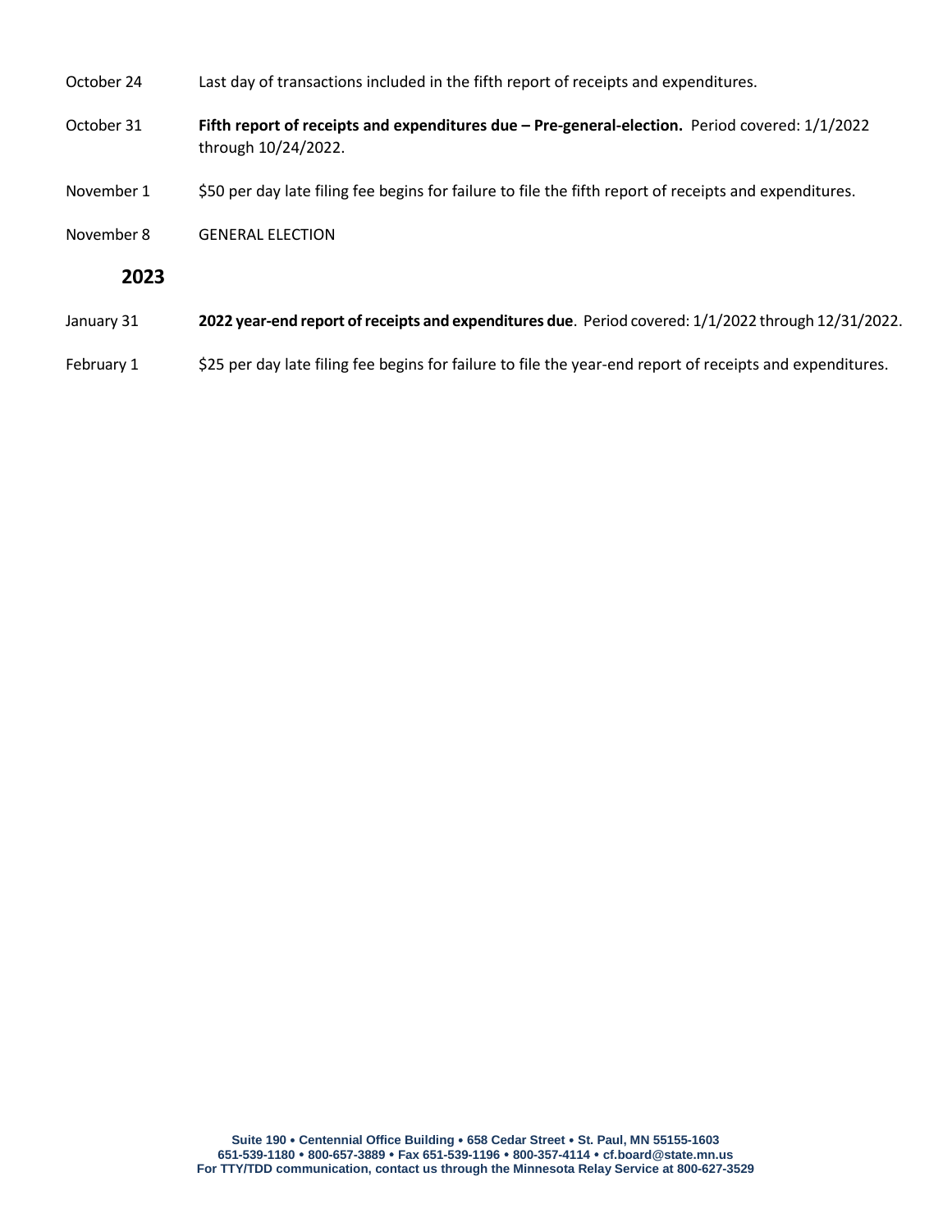| | |
|---|---|
| October 24 | Last day of transactions included in the fifth report of receipts and expenditures. |
| October 31 | **Fifth report of receipts and expenditures due – Pre-general-election.** Period covered: 1/1/2022 through 10/24/2022. |
| November 1 | $50 per day late filing fee begins for failure to file the fifth report of receipts and expenditures. |
| November 8 | GENERAL ELECTION |

## 2023

| | |
|---|---|
| January 31 | **2022 year-end report of receipts and expenditures due**. Period covered: 1/1/2022 through 12/31/2022. |
| February 1 | $25 per day late filing fee begins for failure to file the year-end report of receipts and expenditures. |

**Suite 190 • Centennial Office Building • 658 Cedar Street • St. Paul, MN 55155-1603**
**651-539-1180 • 800-657-3889 • Fax 651-539-1196 • 800-357-4114 • cf.board@state.mn.us**
**For TTY/TDD communication, contact us through the Minnesota Relay Service at 800-627-3529**